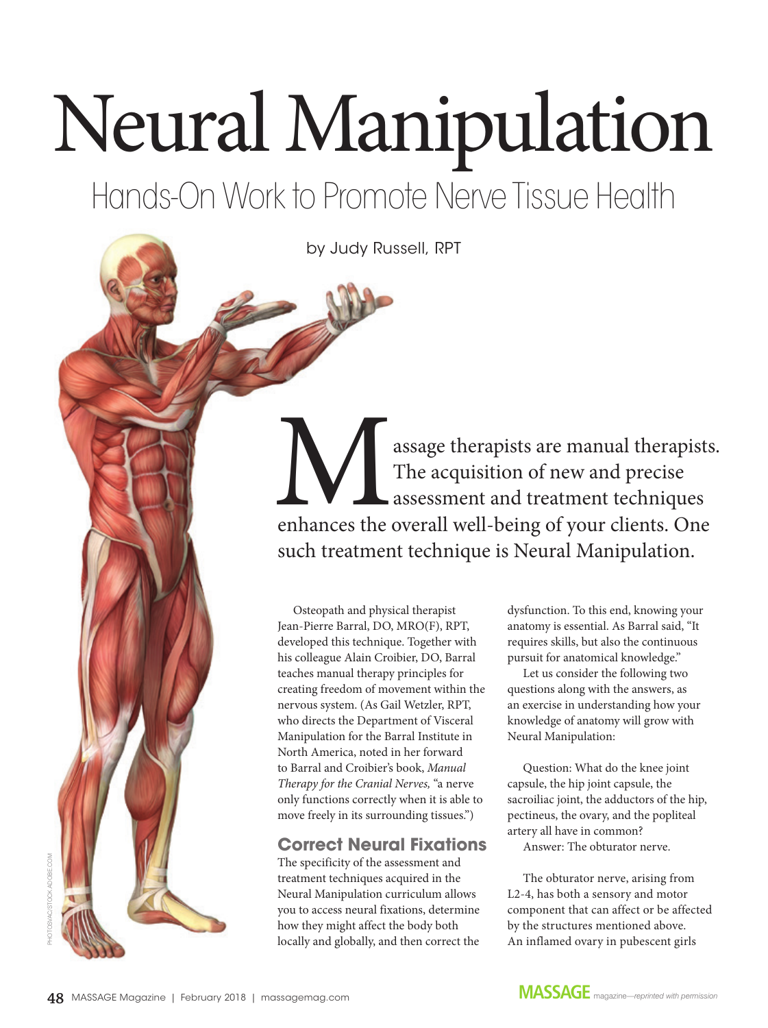# Neural Manipulation

## Hands-On Work to Promote Nerve Tissue Health

by Judy Russell, RPT

Massage therapists are manual therapists. The acquisition of new and precise assessment and treatment techniques enhances the overall well-being of your clients. One such treatment technique is Neural Manipulation.

Osteopath and physical therapist Jean-Pierre Barral, DO, MRO(F), RPT, developed this technique. Together with his colleague Alain Croibier, DO, Barral teaches manual therapy principles for creating freedom of movement within the nervous system. (As Gail Wetzler, RPT, who directs the Department of Visceral Manipulation for the Barral Institute in North America, noted in her forward to Barral and Croibier's book, *Manual Therapy for the Cranial Nerves,* "a nerve only functions correctly when it is able to move freely in its surrounding tissues.")

### Correct Neural Fixations

The specificity of the assessment and treatment techniques acquired in the Neural Manipulation curriculum allows you to access neural fixations, determine how they might affect the body both locally and globally, and then correct the dysfunction. To this end, knowing your anatomy is essential. As Barral said, "It requires skills, but also the continuous pursuit for anatomical knowledge."

Let us consider the following two questions along with the answers, as an exercise in understanding how your knowledge of anatomy will grow with Neural Manipulation:

Question: What do the knee joint capsule, the hip joint capsule, the sacroiliac joint, the adductors of the hip, pectineus, the ovary, and the popliteal artery all have in common?

Answer: The obturator nerve.

The obturator nerve, arising from L2-4, has both a sensory and motor component that can affect or be affected by the structures mentioned above. An inflamed ovary in pubescent girls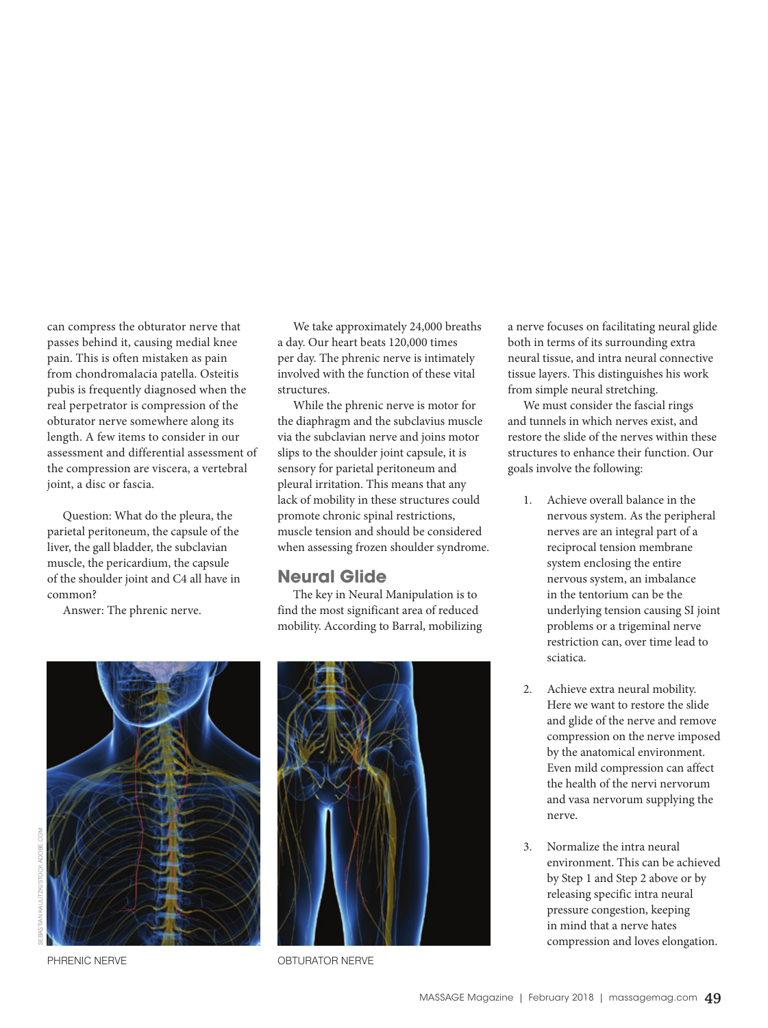can compress the obturator nerve that passes behind it, causing medial knee pain. This is often mistaken as pain from chondromalacia patella. Osteitis pubis is frequently diagnosed when the real perpetrator is compression of the obturator nerve somewhere along its length. A few items to consider in our assessment and differential assessment of the compression are viscera, a vertebral joint, a disc or fascia.

Question: What do the pleura, the parietal peritoneum, the capsule of the liver, the gall bladder, the subclavian muscle, the pericardium, the capsule of the shoulder joint and C4 all have in common?

Answer: The phrenic nerve.

We take approximately 24,000 breaths a day. Our heart beats 120,000 times per day. The phrenic nerve is intimately involved with the function of these vital structures.

While the phrenic nerve is motor for the diaphragm and the subclavius muscle via the subclavian nerve and joins motor slips to the shoulder joint capsule, it is sensory for parietal peritoneum and pleural irritation. This means that any lack of mobility in these structures could promote chronic spinal restrictions, muscle tension and should be considered when assessing frozen shoulder syndrome.

## Neural Glide

The key in Neural Manipulation is to find the most significant area of reduced mobility. According to Barral, mobilizing a nerve focuses on facilitating neural glide both in terms of its surrounding extra neural tissue, and intra neural connective tissue layers. This distinguishes his work from simple neural stretching.

We must consider the fascial rings and tunnels in which nerves exist, and restore the slide of the nerves within these structures to enhance their function. Our goals involve the following:

1. Achieve overall balance in the nervous system. As the peripheral nerves are an integral part of a reciprocal tension membrane system enclosing the entire nervous system, an imbalance in the tentorium can be the underlying tension causing SI joint problems or a trigeminal nerve restriction can, over time lead to sciatica.

2. Achieve extra neural mobility. Here we want to restore the slide and glide of the nerve and remove compression on the nerve imposed by the anatomical environment. Even mild compression can affect the health of the nervi nervorum and vasa nervorum supplying the nerve.

3. Normalize the intra neural environment. This can be achieved by Step 1 and Step 2 above or by releasing specific intra neural pressure congestion, keeping in mind that a nerve hates compression and loves elongation.

SEBASTIAN KAULITZKI/STOCK.ADOBE.COM

PHRENIC NERVE

OBTURATOR NERVE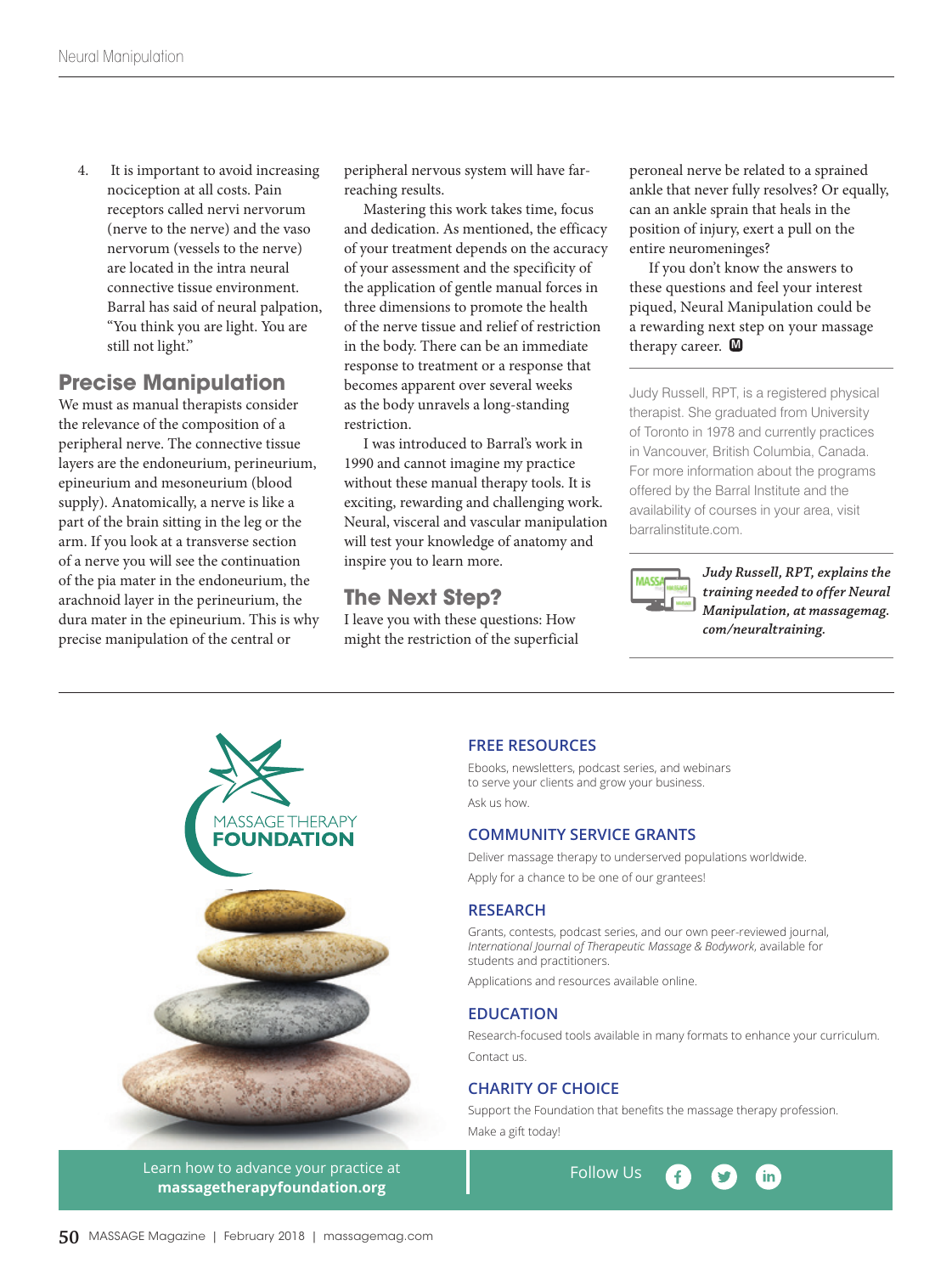4. It is important to avoid increasing nociception at all costs. Pain receptors called nervi nervorum (nerve to the nerve) and the vaso nervorum (vessels to the nerve) are located in the intra neural connective tissue environment. Barral has said of neural palpation, "You think you are light. You are still not light."

## Precise Manipulation

We must as manual therapists consider the relevance of the composition of a peripheral nerve. The connective tissue layers are the endoneurium, perineurium, epineurium and mesoneurium (blood supply). Anatomically, a nerve is like a part of the brain sitting in the leg or the arm. If you look at a transverse section of a nerve you will see the continuation of the pia mater in the endoneurium, the arachnoid layer in the perineurium, the dura mater in the epineurium. This is why precise manipulation of the central or peripheral nervous system will have far-reaching results.

Mastering this work takes time, focus and dedication. As mentioned, the efficacy of your treatment depends on the accuracy of your assessment and the specificity of the application of gentle manual forces in three dimensions to promote the health of the nerve tissue and relief of restriction in the body. There can be an immediate response to treatment or a response that becomes apparent over several weeks as the body unravels a long-standing restriction.

I was introduced to Barral's work in 1990 and cannot imagine my practice without these manual therapy tools. It is exciting, rewarding and challenging work. Neural, visceral and vascular manipulation will test your knowledge of anatomy and inspire you to learn more.

## The Next Step?

I leave you with these questions: How might the restriction of the superficial peroneal nerve be related to a sprained ankle that never fully resolves? Or equally, can an ankle sprain that heals in the position of injury, exert a pull on the entire neuromeninges?

If you don't know the answers to these questions and feel your interest piqued, Neural Manipulation could be a rewarding next step on your massage therapy career. M

---

Judy Russell, RPT, is a registered physical therapist. She graduated from University of Toronto in 1978 and currently practices in Vancouver, British Columbia, Canada. For more information about the programs offered by the Barral Institute and the availability of courses in your area, visit barralinstitute.com.

***Judy Russell, RPT, explains the training needed to offer Neural Manipulation, at massagemag.com/neuraltraining.***

---

MASSAGE THERAPY **FOUNDATION**

### FREE RESOURCES

Ebooks, newsletters, podcast series, and webinars to serve your clients and grow your business.

Ask us how.

### COMMUNITY SERVICE GRANTS

Deliver massage therapy to underserved populations worldwide.

Apply for a chance to be one of our grantees!

### RESEARCH

Grants, contests, podcast series, and our own peer-reviewed journal, *International Journal of Therapeutic Massage & Bodywork*, available for students and practitioners.

Applications and resources available online.

### EDUCATION

Research-focused tools available in many formats to enhance your curriculum.

Contact us.

### CHARITY OF CHOICE

Support the Foundation that benefits the massage therapy profession.

Make a gift today!

Learn how to advance your practice at **massagetherapyfoundation.org**

Follow Us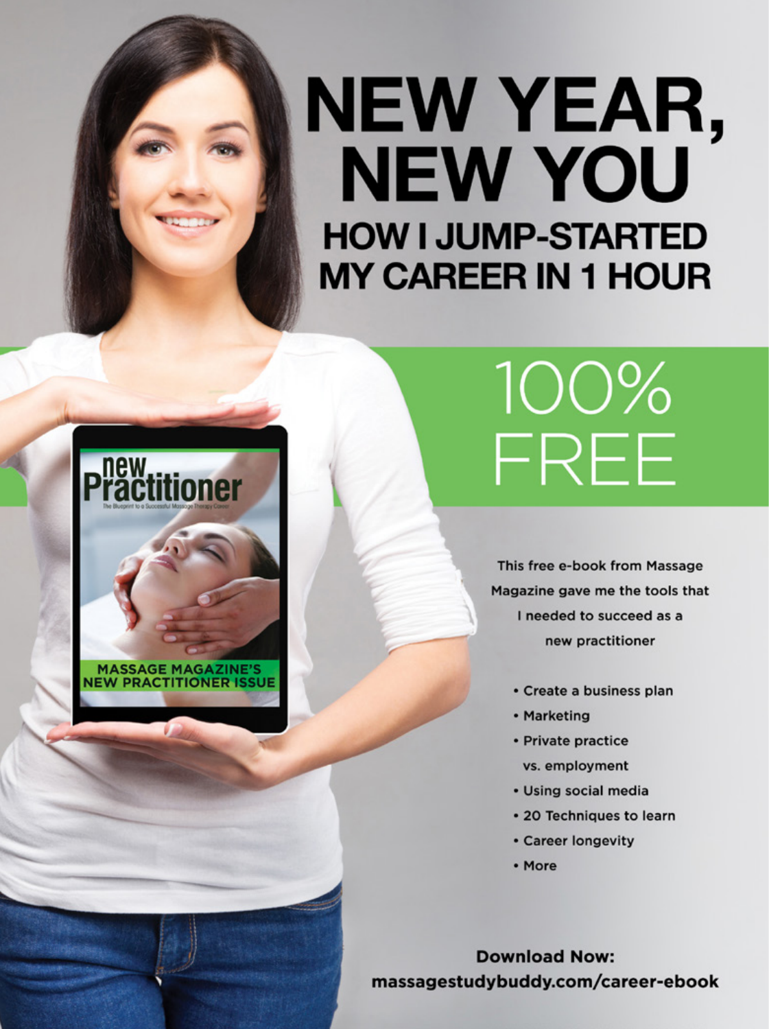# NEW YEAR, NEW YOU

## HOW I JUMP-STARTED MY CAREER IN 1 HOUR

100% FREE

new Practitioner

The Blueprint to a Successful Massage Therapy Career

MASSAGE MAGAZINE'S NEW PRACTITIONER ISSUE

This free e-book from Massage Magazine gave me the tools that I needed to succeed as a new practitioner

- Create a business plan
- Marketing
- Private practice vs. employment
- Using social media
- 20 Techniques to learn
- Career longevity
- More

**Download Now:**
**massagestudybuddy.com/career-ebook**